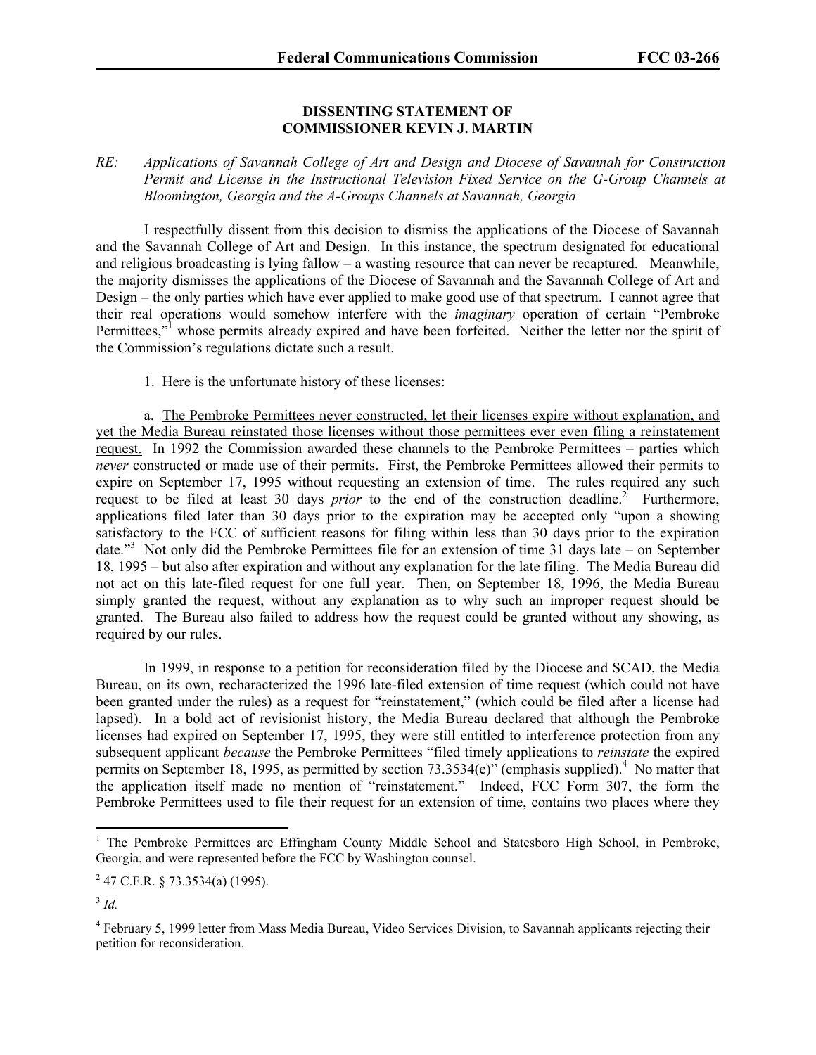**DISSENTING STATEMENT OF**
**COMMISSIONER KEVIN J. MARTIN**

*RE: Applications of Savannah College of Art and Design and Diocese of Savannah for Construction Permit and License in the Instructional Television Fixed Service on the G-Group Channels at Bloomington, Georgia and the A-Groups Channels at Savannah, Georgia*

I respectfully dissent from this decision to dismiss the applications of the Diocese of Savannah and the Savannah College of Art and Design. In this instance, the spectrum designated for educational and religious broadcasting is lying fallow – a wasting resource that can never be recaptured. Meanwhile, the majority dismisses the applications of the Diocese of Savannah and the Savannah College of Art and Design – the only parties which have ever applied to make good use of that spectrum. I cannot agree that their real operations would somehow interfere with the *imaginary* operation of certain "Pembroke Permittees,"[1] whose permits already expired and have been forfeited. Neither the letter nor the spirit of the Commission's regulations dictate such a result.

1. Here is the unfortunate history of these licenses:

a. <u>The Pembroke Permittees never constructed, let their licenses expire without explanation, and yet the Media Bureau reinstated those licenses without those permittees ever even filing a reinstatement request.</u> In 1992 the Commission awarded these channels to the Pembroke Permittees – parties which *never* constructed or made use of their permits. First, the Pembroke Permittees allowed their permits to expire on September 17, 1995 without requesting an extension of time. The rules required any such request to be filed at least 30 days *prior* to the end of the construction deadline.[2] Furthermore, applications filed later than 30 days prior to the expiration may be accepted only "upon a showing satisfactory to the FCC of sufficient reasons for filing within less than 30 days prior to the expiration date."[3] Not only did the Pembroke Permittees file for an extension of time 31 days late – on September 18, 1995 – but also after expiration and without any explanation for the late filing. The Media Bureau did not act on this late-filed request for one full year. Then, on September 18, 1996, the Media Bureau simply granted the request, without any explanation as to why such an improper request should be granted. The Bureau also failed to address how the request could be granted without any showing, as required by our rules.

In 1999, in response to a petition for reconsideration filed by the Diocese and SCAD, the Media Bureau, on its own, recharacterized the 1996 late-filed extension of time request (which could not have been granted under the rules) as a request for "reinstatement," (which could be filed after a license had lapsed). In a bold act of revisionist history, the Media Bureau declared that although the Pembroke licenses had expired on September 17, 1995, they were still entitled to interference protection from any subsequent applicant *because* the Pembroke Permittees "filed timely applications to *reinstate* the expired permits on September 18, 1995, as permitted by section 73.3534(e)" (emphasis supplied).[4] No matter that the application itself made no mention of "reinstatement." Indeed, FCC Form 307, the form the Pembroke Permittees used to file their request for an extension of time, contains two places where they

---

[1] The Pembroke Permittees are Effingham County Middle School and Statesboro High School, in Pembroke, Georgia, and were represented before the FCC by Washington counsel.

[2] 47 C.F.R. § 73.3534(a) (1995).

[3] *Id.*

[4] February 5, 1999 letter from Mass Media Bureau, Video Services Division, to Savannah applicants rejecting their petition for reconsideration.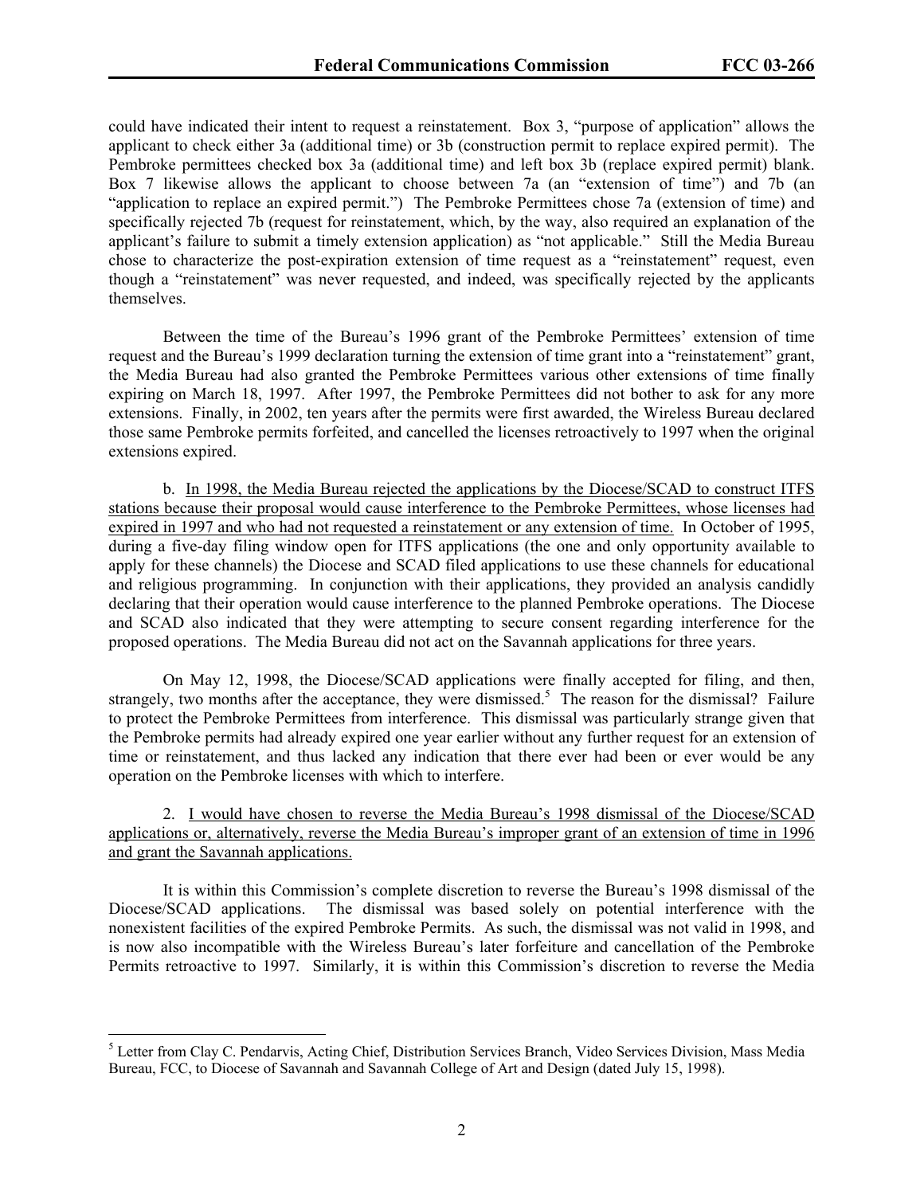could have indicated their intent to request a reinstatement. Box 3, "purpose of application" allows the applicant to check either 3a (additional time) or 3b (construction permit to replace expired permit). The Pembroke permittees checked box 3a (additional time) and left box 3b (replace expired permit) blank. Box 7 likewise allows the applicant to choose between 7a (an "extension of time") and 7b (an "application to replace an expired permit.") The Pembroke Permittees chose 7a (extension of time) and specifically rejected 7b (request for reinstatement, which, by the way, also required an explanation of the applicant's failure to submit a timely extension application) as "not applicable." Still the Media Bureau chose to characterize the post-expiration extension of time request as a "reinstatement" request, even though a "reinstatement" was never requested, and indeed, was specifically rejected by the applicants themselves.

Between the time of the Bureau's 1996 grant of the Pembroke Permittees' extension of time request and the Bureau's 1999 declaration turning the extension of time grant into a "reinstatement" grant, the Media Bureau had also granted the Pembroke Permittees various other extensions of time finally expiring on March 18, 1997. After 1997, the Pembroke Permittees did not bother to ask for any more extensions. Finally, in 2002, ten years after the permits were first awarded, the Wireless Bureau declared those same Pembroke permits forfeited, and cancelled the licenses retroactively to 1997 when the original extensions expired.

b. <u>In 1998, the Media Bureau rejected the applications by the Diocese/SCAD to construct ITFS stations because their proposal would cause interference to the Pembroke Permittees, whose licenses had expired in 1997 and who had not requested a reinstatement or any extension of time.</u> In October of 1995, during a five-day filing window open for ITFS applications (the one and only opportunity available to apply for these channels) the Diocese and SCAD filed applications to use these channels for educational and religious programming. In conjunction with their applications, they provided an analysis candidly declaring that their operation would cause interference to the planned Pembroke operations. The Diocese and SCAD also indicated that they were attempting to secure consent regarding interference for the proposed operations. The Media Bureau did not act on the Savannah applications for three years.

On May 12, 1998, the Diocese/SCAD applications were finally accepted for filing, and then, strangely, two months after the acceptance, they were dismissed.[5] The reason for the dismissal? Failure to protect the Pembroke Permittees from interference. This dismissal was particularly strange given that the Pembroke permits had already expired one year earlier without any further request for an extension of time or reinstatement, and thus lacked any indication that there ever had been or ever would be any operation on the Pembroke licenses with which to interfere.

2. <u>I would have chosen to reverse the Media Bureau's 1998 dismissal of the Diocese/SCAD applications or, alternatively, reverse the Media Bureau's improper grant of an extension of time in 1996 and grant the Savannah applications.</u>

It is within this Commission's complete discretion to reverse the Bureau's 1998 dismissal of the Diocese/SCAD applications. The dismissal was based solely on potential interference with the nonexistent facilities of the expired Pembroke Permits. As such, the dismissal was not valid in 1998, and is now also incompatible with the Wireless Bureau's later forfeiture and cancellation of the Pembroke Permits retroactive to 1997. Similarly, it is within this Commission's discretion to reverse the Media

[5] Letter from Clay C. Pendarvis, Acting Chief, Distribution Services Branch, Video Services Division, Mass Media Bureau, FCC, to Diocese of Savannah and Savannah College of Art and Design (dated July 15, 1998).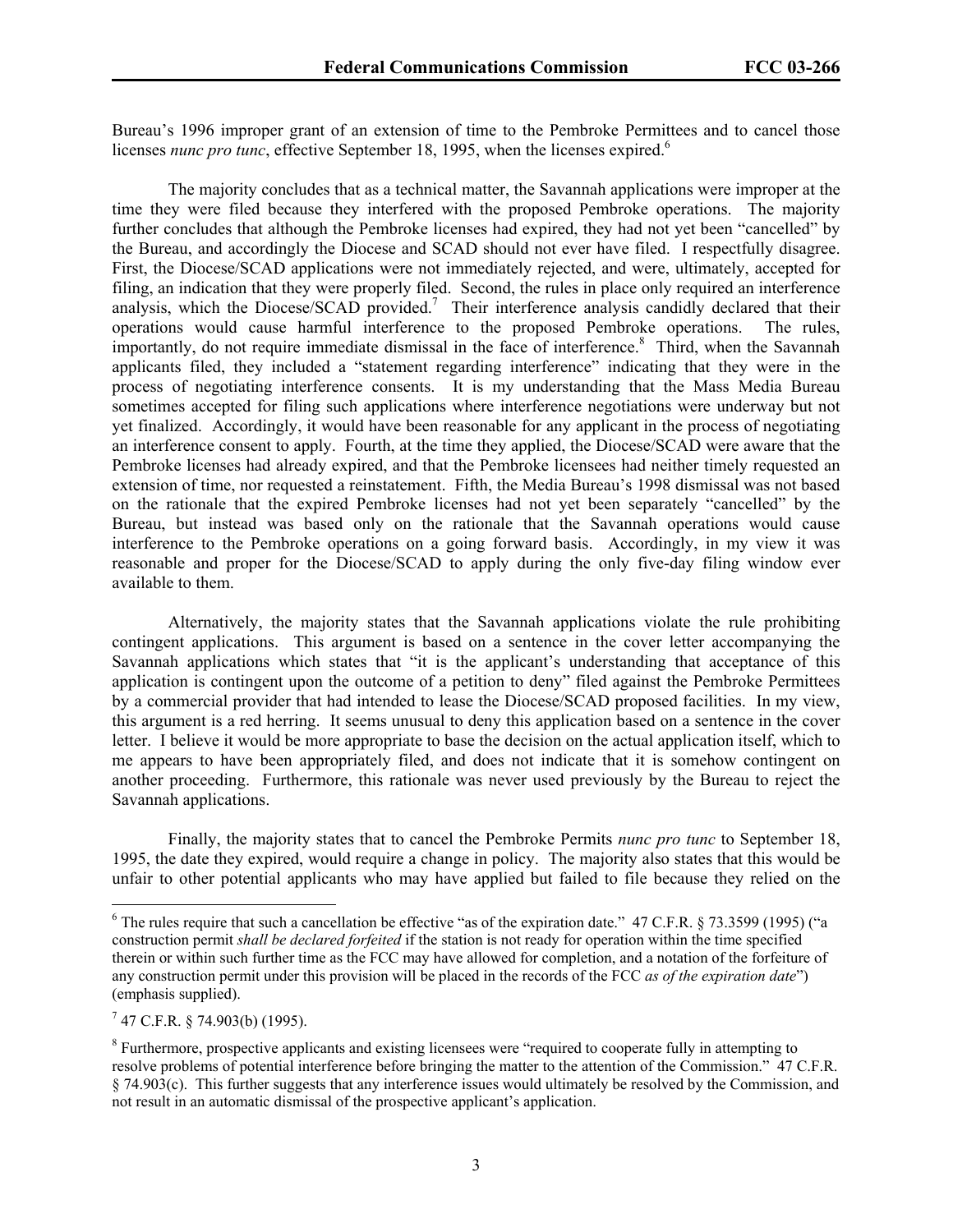Bureau's 1996 improper grant of an extension of time to the Pembroke Permittees and to cancel those licenses *nunc pro tunc*, effective September 18, 1995, when the licenses expired.[6]

The majority concludes that as a technical matter, the Savannah applications were improper at the time they were filed because they interfered with the proposed Pembroke operations. The majority further concludes that although the Pembroke licenses had expired, they had not yet been "cancelled" by the Bureau, and accordingly the Diocese and SCAD should not ever have filed. I respectfully disagree. First, the Diocese/SCAD applications were not immediately rejected, and were, ultimately, accepted for filing, an indication that they were properly filed. Second, the rules in place only required an interference analysis, which the Diocese/SCAD provided.[7] Their interference analysis candidly declared that their operations would cause harmful interference to the proposed Pembroke operations. The rules, importantly, do not require immediate dismissal in the face of interference.[8] Third, when the Savannah applicants filed, they included a "statement regarding interference" indicating that they were in the process of negotiating interference consents. It is my understanding that the Mass Media Bureau sometimes accepted for filing such applications where interference negotiations were underway but not yet finalized. Accordingly, it would have been reasonable for any applicant in the process of negotiating an interference consent to apply. Fourth, at the time they applied, the Diocese/SCAD were aware that the Pembroke licenses had already expired, and that the Pembroke licensees had neither timely requested an extension of time, nor requested a reinstatement. Fifth, the Media Bureau's 1998 dismissal was not based on the rationale that the expired Pembroke licenses had not yet been separately "cancelled" by the Bureau, but instead was based only on the rationale that the Savannah operations would cause interference to the Pembroke operations on a going forward basis. Accordingly, in my view it was reasonable and proper for the Diocese/SCAD to apply during the only five-day filing window ever available to them.

Alternatively, the majority states that the Savannah applications violate the rule prohibiting contingent applications. This argument is based on a sentence in the cover letter accompanying the Savannah applications which states that "it is the applicant's understanding that acceptance of this application is contingent upon the outcome of a petition to deny" filed against the Pembroke Permittees by a commercial provider that had intended to lease the Diocese/SCAD proposed facilities. In my view, this argument is a red herring. It seems unusual to deny this application based on a sentence in the cover letter. I believe it would be more appropriate to base the decision on the actual application itself, which to me appears to have been appropriately filed, and does not indicate that it is somehow contingent on another proceeding. Furthermore, this rationale was never used previously by the Bureau to reject the Savannah applications.

Finally, the majority states that to cancel the Pembroke Permits *nunc pro tunc* to September 18, 1995, the date they expired, would require a change in policy. The majority also states that this would be unfair to other potential applicants who may have applied but failed to file because they relied on the

---

[6] The rules require that such a cancellation be effective "as of the expiration date." 47 C.F.R. § 73.3599 (1995) ("a construction permit *shall be declared forfeited* if the station is not ready for operation within the time specified therein or within such further time as the FCC may have allowed for completion, and a notation of the forfeiture of any construction permit under this provision will be placed in the records of the FCC *as of the expiration date*") (emphasis supplied).

[7] 47 C.F.R. § 74.903(b) (1995).

[8] Furthermore, prospective applicants and existing licensees were "required to cooperate fully in attempting to resolve problems of potential interference before bringing the matter to the attention of the Commission." 47 C.F.R. § 74.903(c). This further suggests that any interference issues would ultimately be resolved by the Commission, and not result in an automatic dismissal of the prospective applicant's application.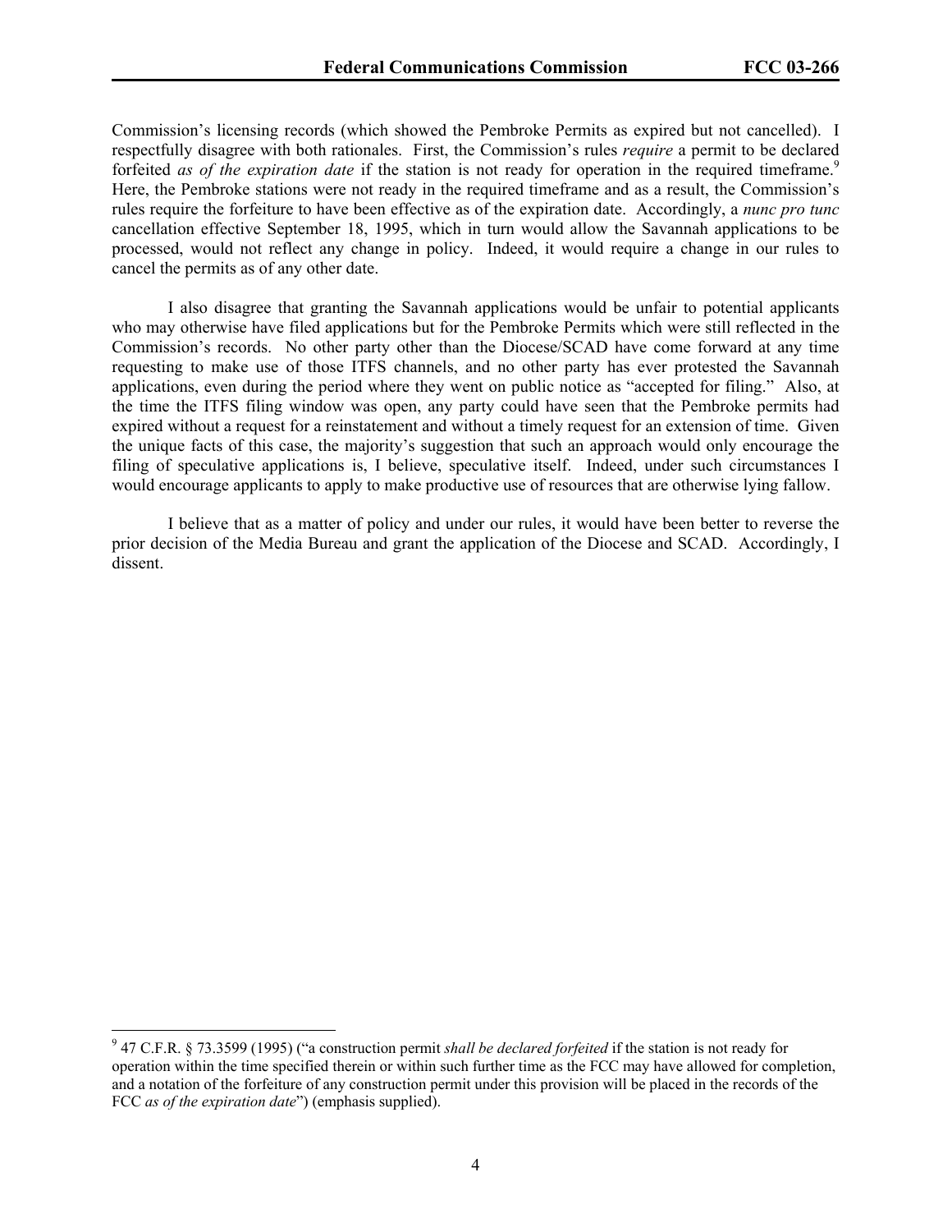Commission's licensing records (which showed the Pembroke Permits as expired but not cancelled). I respectfully disagree with both rationales. First, the Commission's rules *require* a permit to be declared forfeited *as of the expiration date* if the station is not ready for operation in the required timeframe.[9] Here, the Pembroke stations were not ready in the required timeframe and as a result, the Commission's rules require the forfeiture to have been effective as of the expiration date. Accordingly, a *nunc pro tunc* cancellation effective September 18, 1995, which in turn would allow the Savannah applications to be processed, would not reflect any change in policy. Indeed, it would require a change in our rules to cancel the permits as of any other date.

I also disagree that granting the Savannah applications would be unfair to potential applicants who may otherwise have filed applications but for the Pembroke Permits which were still reflected in the Commission's records. No other party other than the Diocese/SCAD have come forward at any time requesting to make use of those ITFS channels, and no other party has ever protested the Savannah applications, even during the period where they went on public notice as "accepted for filing." Also, at the time the ITFS filing window was open, any party could have seen that the Pembroke permits had expired without a request for a reinstatement and without a timely request for an extension of time. Given the unique facts of this case, the majority's suggestion that such an approach would only encourage the filing of speculative applications is, I believe, speculative itself. Indeed, under such circumstances I would encourage applicants to apply to make productive use of resources that are otherwise lying fallow.

I believe that as a matter of policy and under our rules, it would have been better to reverse the prior decision of the Media Bureau and grant the application of the Diocese and SCAD. Accordingly, I dissent.

---

[9] 47 C.F.R. § 73.3599 (1995) ("a construction permit *shall be declared forfeited* if the station is not ready for operation within the time specified therein or within such further time as the FCC may have allowed for completion, and a notation of the forfeiture of any construction permit under this provision will be placed in the records of the FCC *as of the expiration date*") (emphasis supplied).